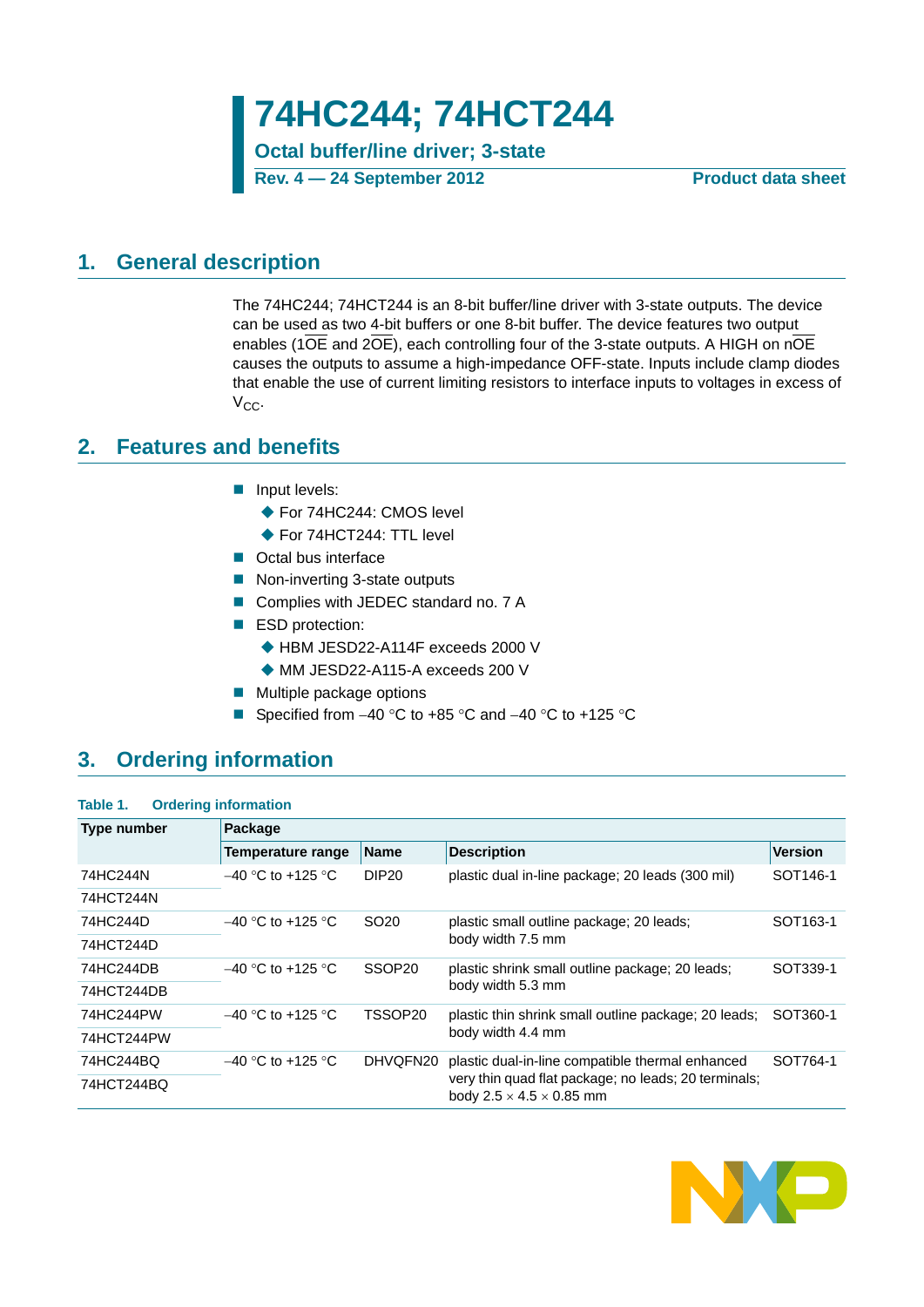# 74HC244; 74HCT244

**Octal buffer/line driver; 3-state**

**Rev. 4 — 24 September 2012** **Product data sheet**

## 1. General description

The 74HC244; 74HCT244 is an 8-bit buffer/line driver with 3-state outputs. The device can be used as two 4-bit buffers or one 8-bit buffer. The device features two output enables ($1\overline{OE}$ and $2\overline{OE}$), each controlling four of the 3-state outputs. A HIGH on $n\overline{OE}$ causes the outputs to assume a high-impedance OFF-state. Inputs include clamp diodes that enable the use of current limiting resistors to interface inputs to voltages in excess of $V_{CC}$.

## 2. Features and benefits

- Input levels:
  - For 74HC244: CMOS level
  - For 74HCT244: TTL level
- Octal bus interface
- Non-inverting 3-state outputs
- Complies with JEDEC standard no. 7 A
- ESD protection:
  - HBM JESD22-A114F exceeds 2000 V
  - MM JESD22-A115-A exceeds 200 V
- Multiple package options
- Specified from –40 °C to +85 °C and –40 °C to +125 °C

## 3. Ordering information

**Table 1. Ordering information**

| Type number | Package | | | |
|---|---|---|---|---|
| | Temperature range | Name | Description | Version |
| 74HC244N | –40 °C to +125 °C | DIP20 | plastic dual in-line package; 20 leads (300 mil) | SOT146-1 |
| 74HCT244N | | | | |
| 74HC244D | –40 °C to +125 °C | SO20 | plastic small outline package; 20 leads; body width 7.5 mm | SOT163-1 |
| 74HCT244D | | | | |
| 74HC244DB | –40 °C to +125 °C | SSOP20 | plastic shrink small outline package; 20 leads; body width 5.3 mm | SOT339-1 |
| 74HCT244DB | | | | |
| 74HC244PW | –40 °C to +125 °C | TSSOP20 | plastic thin shrink small outline package; 20 leads; body width 4.4 mm | SOT360-1 |
| 74HCT244PW | | | | |
| 74HC244BQ | –40 °C to +125 °C | DHVQFN20 | plastic dual-in-line compatible thermal enhanced very thin quad flat package; no leads; 20 terminals; body 2.5 × 4.5 × 0.85 mm | SOT764-1 |
| 74HCT244BQ | | | | |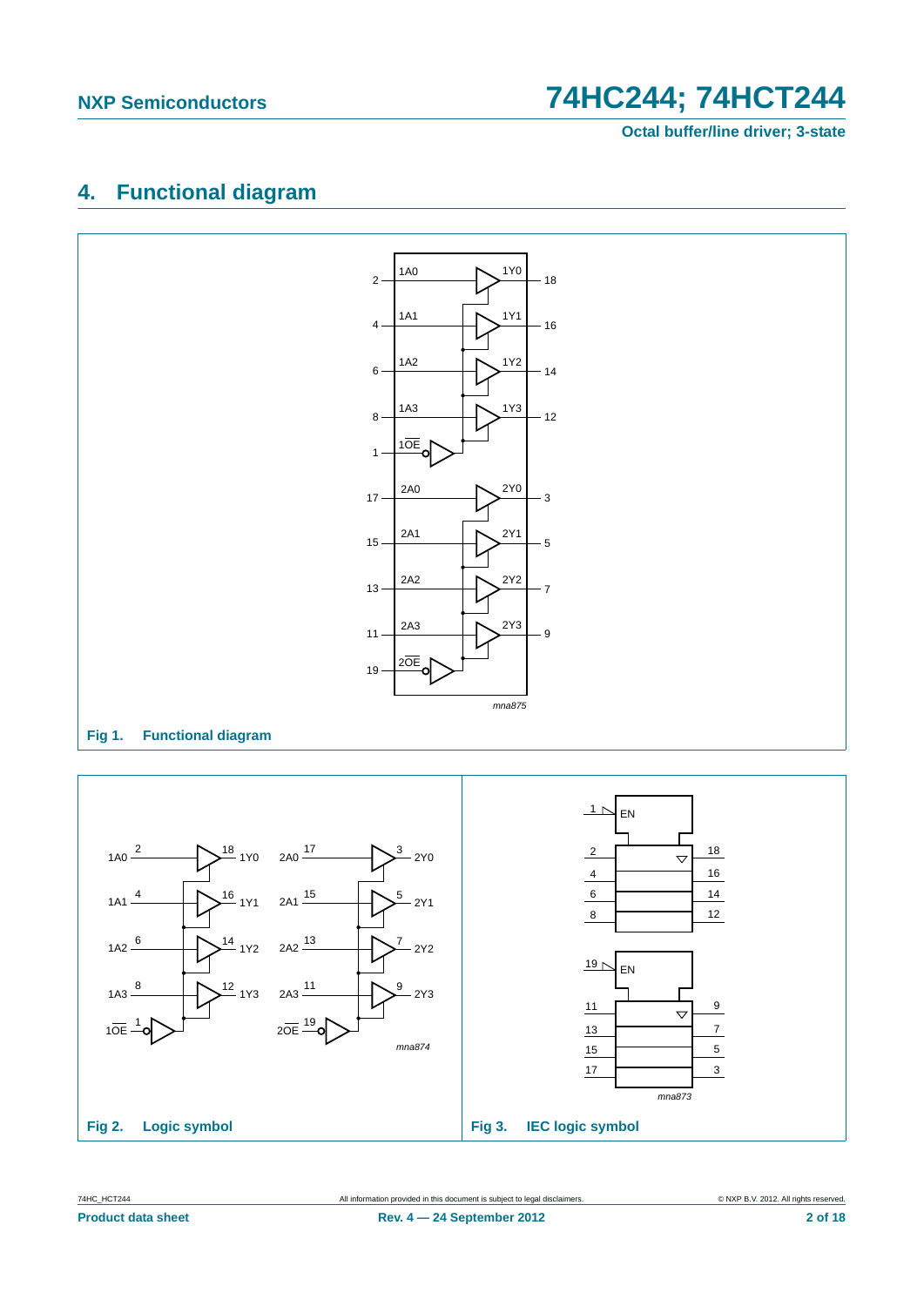## 4. Functional diagram

Fig 1. Functional diagram

Fig 2. Logic symbol

Fig 3. IEC logic symbol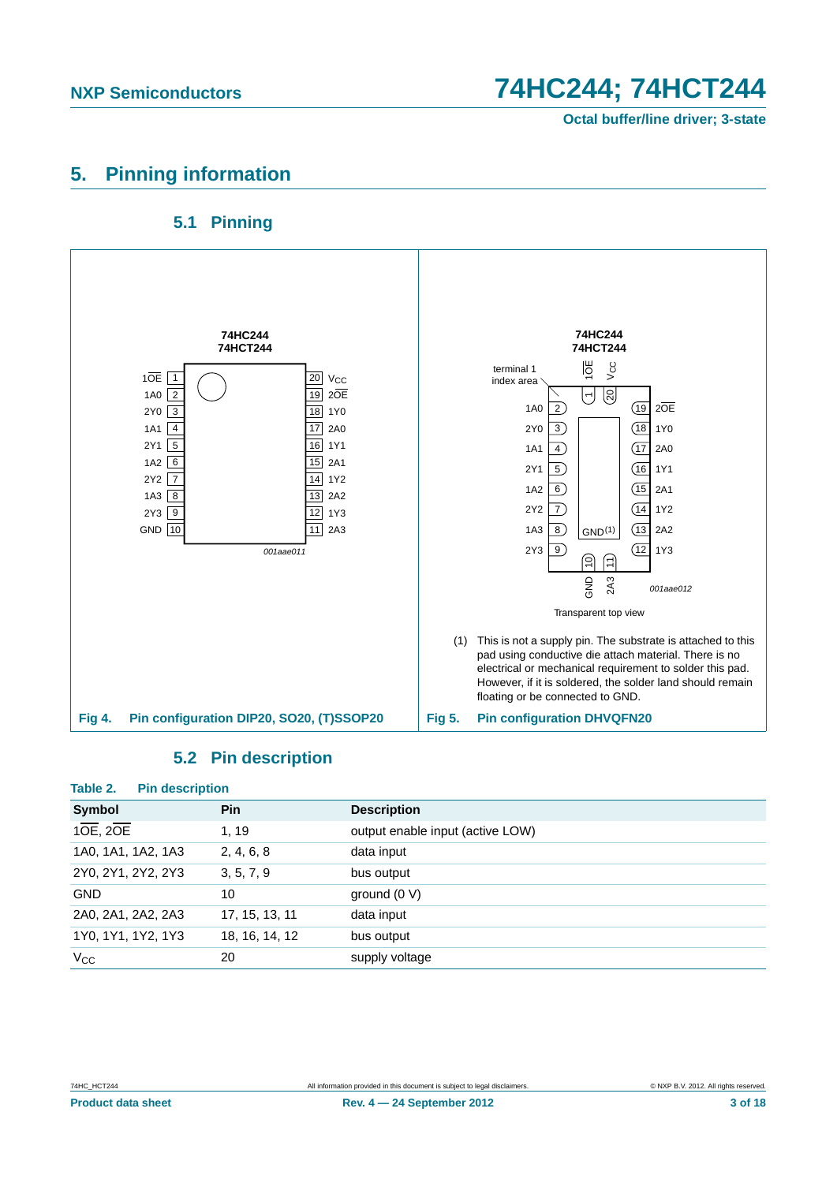## 5. Pinning information

### 5.1 Pinning

Fig 4. Pin configuration DIP20, SO20, (T)SSOP20

Fig 5. Pin configuration DHVQFN20

(1) This is not a supply pin. The substrate is attached to this pad using conductive die attach material. There is no electrical or mechanical requirement to solder this pad. However, if it is soldered, the solder land should remain floating or be connected to GND.

### 5.2 Pin description

**Table 2. Pin description**

| Symbol | Pin | Description |
|---|---|---|
| $1\overline{OE}$, $2\overline{OE}$ | 1, 19 | output enable input (active LOW) |
| 1A0, 1A1, 1A2, 1A3 | 2, 4, 6, 8 | data input |
| 2Y0, 2Y1, 2Y2, 2Y3 | 3, 5, 7, 9 | bus output |
| GND | 10 | ground (0 V) |
| 2A0, 2A1, 2A2, 2A3 | 17, 15, 13, 11 | data input |
| 1Y0, 1Y1, 1Y2, 1Y3 | 18, 16, 14, 12 | bus output |
| $V_{CC}$ | 20 | supply voltage |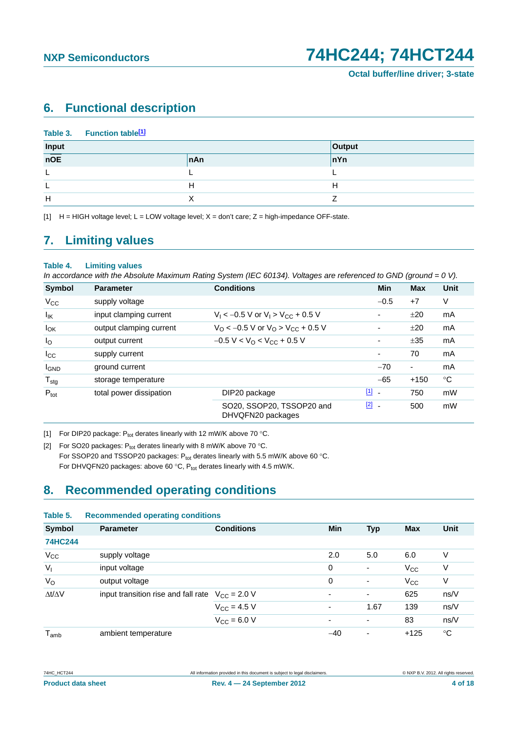## 6. Functional description

**Table 3. Function table[1]**

| Input | | Output |
|---|---|---|
| $\overline{nOE}$ | nAn | nYn |
| L | L | L |
| L | H | H |
| H | X | Z |

[1] H = HIGH voltage level; L = LOW voltage level; X = don't care; Z = high-impedance OFF-state.

## 7. Limiting values

**Table 4. Limiting values**

*In accordance with the Absolute Maximum Rating System (IEC 60134). Voltages are referenced to GND (ground = 0 V).*

| Symbol | Parameter | Conditions | | Min | Max | Unit |
|---|---|---|---|---|---|---|
| $V_{CC}$ | supply voltage | | | −0.5 | +7 | V |
| $I_{IK}$ | input clamping current | $V_I < -0.5$ V or $V_I > V_{CC} + 0.5$ V | | - | ±20 | mA |
| $I_{OK}$ | output clamping current | $V_O < -0.5$ V or $V_O > V_{CC} + 0.5$ V | | - | ±20 | mA |
| $I_O$ | output current | $-0.5$ V $< V_O < V_{CC} + 0.5$ V | | - | ±35 | mA |
| $I_{CC}$ | supply current | | | - | 70 | mA |
| $I_{GND}$ | ground current | | | −70 | - | mA |
| $T_{stg}$ | storage temperature | | | −65 | +150 | °C |
| $P_{tot}$ | total power dissipation | DIP20 package | [1] | - | 750 | mW |
| | | SO20, SSOP20, TSSOP20 and DHVQFN20 packages | [2] | - | 500 | mW |

[1] For DIP20 package: $P_{tot}$ derates linearly with 12 mW/K above 70 °C.

[2] For SO20 packages: $P_{tot}$ derates linearly with 8 mW/K above 70 °C.
For SSOP20 and TSSOP20 packages: $P_{tot}$ derates linearly with 5.5 mW/K above 60 °C.
For DHVQFN20 packages: above 60 °C, $P_{tot}$ derates linearly with 4.5 mW/K.

## 8. Recommended operating conditions

**Table 5. Recommended operating conditions**

| Symbol | Parameter | Conditions | Min | Typ | Max | Unit |
|---|---|---|---|---|---|---|
| **74HC244** | | | | | | |
| $V_{CC}$ | supply voltage | | 2.0 | 5.0 | 6.0 | V |
| $V_I$ | input voltage | | 0 | - | $V_{CC}$ | V |
| $V_O$ | output voltage | | 0 | - | $V_{CC}$ | V |
| $\Delta t/\Delta V$ | input transition rise and fall rate | $V_{CC} = 2.0$ V | - | - | 625 | ns/V |
| | | $V_{CC} = 4.5$ V | - | 1.67 | 139 | ns/V |
| | | $V_{CC} = 6.0$ V | - | - | 83 | ns/V |
| $T_{amb}$ | ambient temperature | | −40 | - | +125 | °C |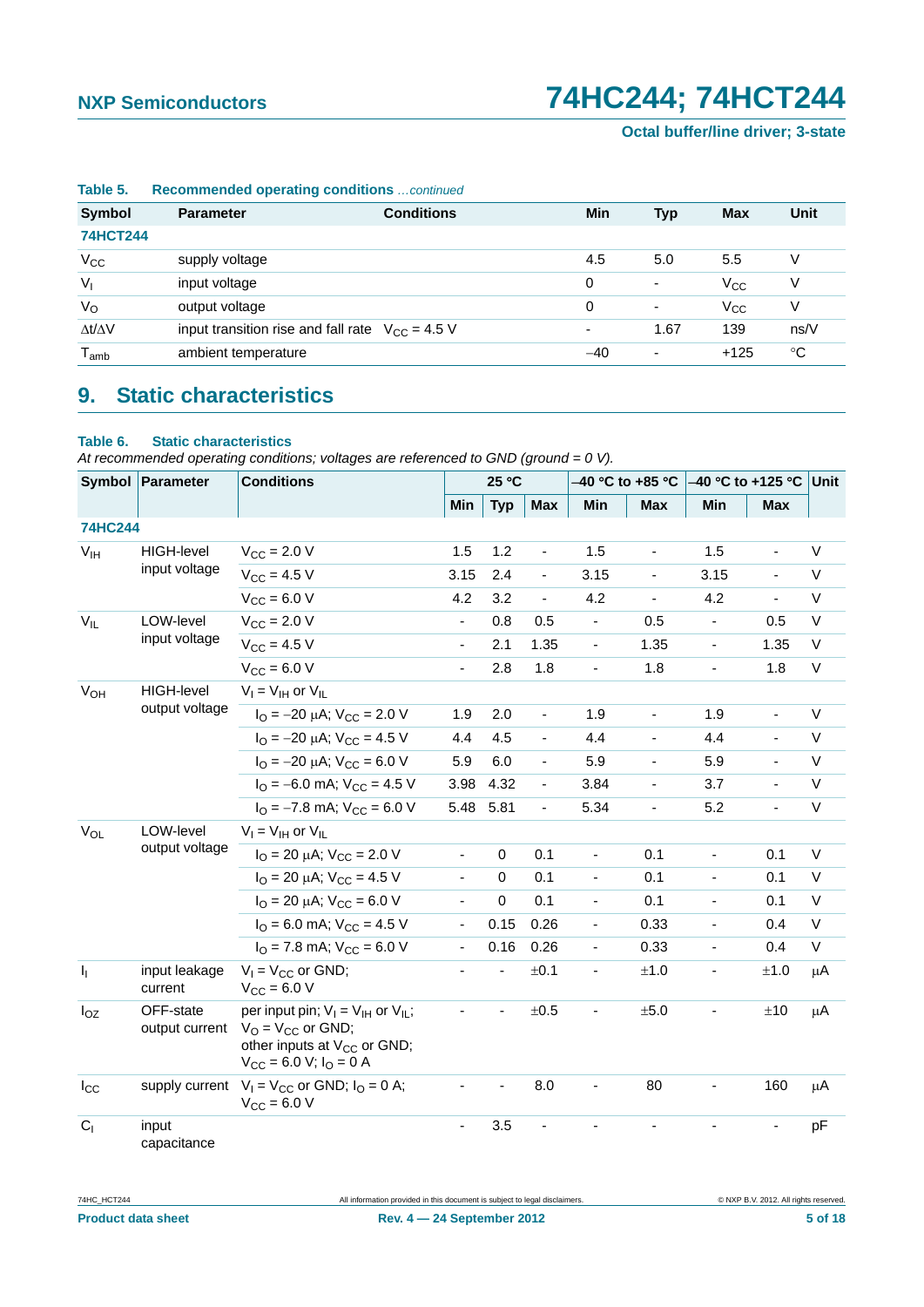**Table 5. Recommended operating conditions** *...continued*

| Symbol | Parameter | Conditions | Min | Typ | Max | Unit |
|---|---|---|---|---|---|---|
| **74HCT244** | | | | | | |
| $V_{CC}$ | supply voltage | | 4.5 | 5.0 | 5.5 | V |
| $V_I$ | input voltage | | 0 | - | $V_{CC}$ | V |
| $V_O$ | output voltage | | 0 | - | $V_{CC}$ | V |
| $\Delta t/\Delta V$ | input transition rise and fall rate | $V_{CC}$ = 4.5 V | - | 1.67 | 139 | ns/V |
| $T_{amb}$ | ambient temperature | | −40 | - | +125 | °C |

## 9. Static characteristics

**Table 6. Static characteristics**

*At recommended operating conditions; voltages are referenced to GND (ground = 0 V).*

| Symbol | Parameter | Conditions | 25 °C | | | −40 °C to +85 °C | | −40 °C to +125 °C | | Unit |
|---|---|---|---|---|---|---|---|---|---|---|
| | | | Min | Typ | Max | Min | Max | Min | Max | |
| **74HC244** | | | | | | | | | | |
| $V_{IH}$ | HIGH-level input voltage | $V_{CC}$ = 2.0 V | 1.5 | 1.2 | - | 1.5 | - | 1.5 | - | V |
| | | $V_{CC}$ = 4.5 V | 3.15 | 2.4 | - | 3.15 | - | 3.15 | - | V |
| | | $V_{CC}$ = 6.0 V | 4.2 | 3.2 | - | 4.2 | - | 4.2 | - | V |
| $V_{IL}$ | LOW-level input voltage | $V_{CC}$ = 2.0 V | - | 0.8 | 0.5 | - | 0.5 | - | 0.5 | V |
| | | $V_{CC}$ = 4.5 V | - | 2.1 | 1.35 | - | 1.35 | - | 1.35 | V |
| | | $V_{CC}$ = 6.0 V | - | 2.8 | 1.8 | - | 1.8 | - | 1.8 | V |
| $V_{OH}$ | HIGH-level output voltage | $V_I = V_{IH}$ or $V_{IL}$ | | | | | | | | |
| | | $I_O$ = −20 μA; $V_{CC}$ = 2.0 V | 1.9 | 2.0 | - | 1.9 | - | 1.9 | - | V |
| | | $I_O$ = −20 μA; $V_{CC}$ = 4.5 V | 4.4 | 4.5 | - | 4.4 | - | 4.4 | - | V |
| | | $I_O$ = −20 μA; $V_{CC}$ = 6.0 V | 5.9 | 6.0 | - | 5.9 | - | 5.9 | - | V |
| | | $I_O$ = −6.0 mA; $V_{CC}$ = 4.5 V | 3.98 | 4.32 | - | 3.84 | - | 3.7 | - | V |
| | | $I_O$ = −7.8 mA; $V_{CC}$ = 6.0 V | 5.48 | 5.81 | - | 5.34 | - | 5.2 | - | V |
| $V_{OL}$ | LOW-level output voltage | $V_I = V_{IH}$ or $V_{IL}$ | | | | | | | | |
| | | $I_O$ = 20 μA; $V_{CC}$ = 2.0 V | - | 0 | 0.1 | - | 0.1 | - | 0.1 | V |
| | | $I_O$ = 20 μA; $V_{CC}$ = 4.5 V | - | 0 | 0.1 | - | 0.1 | - | 0.1 | V |
| | | $I_O$ = 20 μA; $V_{CC}$ = 6.0 V | - | 0 | 0.1 | - | 0.1 | - | 0.1 | V |
| | | $I_O$ = 6.0 mA; $V_{CC}$ = 4.5 V | - | 0.15 | 0.26 | - | 0.33 | - | 0.4 | V |
| | | $I_O$ = 7.8 mA; $V_{CC}$ = 6.0 V | - | 0.16 | 0.26 | - | 0.33 | - | 0.4 | V |
| $I_I$ | input leakage current | $V_I = V_{CC}$ or GND; $V_{CC}$ = 6.0 V | - | - | ±0.1 | - | ±1.0 | - | ±1.0 | μA |
| $I_{OZ}$ | OFF-state output current | per input pin; $V_I = V_{IH}$ or $V_{IL}$; $V_O = V_{CC}$ or GND; other inputs at $V_{CC}$ or GND; $V_{CC}$ = 6.0 V; $I_O$ = 0 A | - | - | ±0.5 | - | ±5.0 | - | ±10 | μA |
| $I_{CC}$ | supply current | $V_I = V_{CC}$ or GND; $I_O$ = 0 A; $V_{CC}$ = 6.0 V | - | - | 8.0 | - | 80 | - | 160 | μA |
| $C_I$ | input capacitance | | - | 3.5 | - | - | - | - | - | pF |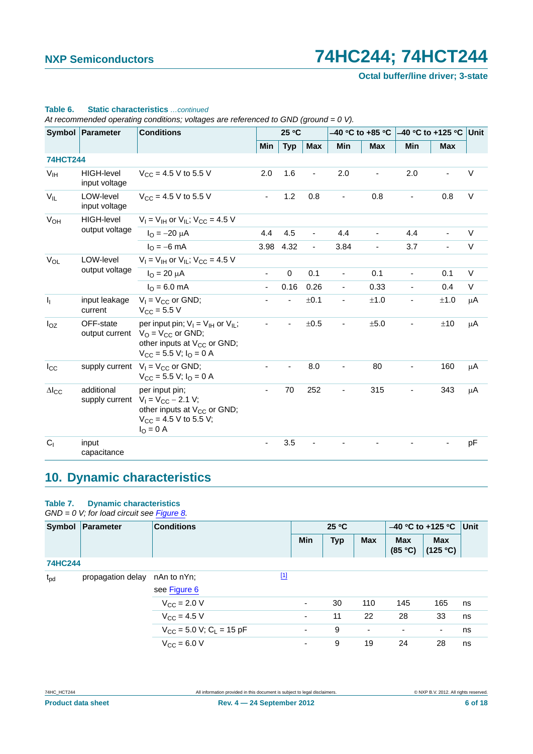**Table 6. Static characteristics** *...continued*

*At recommended operating conditions; voltages are referenced to GND (ground = 0 V).*

| Symbol | Parameter | Conditions | 25 °C | | | –40 °C to +85 °C | | –40 °C to +125 °C | | Unit |
|---|---|---|---|---|---|---|---|---|---|---|
| | | | Min | Typ | Max | Min | Max | Min | Max | |
| **74HCT244** | | | | | | | | | | |
| $V_{IH}$ | HIGH-level input voltage | $V_{CC}$ = 4.5 V to 5.5 V | 2.0 | 1.6 | - | 2.0 | - | 2.0 | - | V |
| $V_{IL}$ | LOW-level input voltage | $V_{CC}$ = 4.5 V to 5.5 V | - | 1.2 | 0.8 | - | 0.8 | - | 0.8 | V |
| $V_{OH}$ | HIGH-level output voltage | $V_I = V_{IH}$ or $V_{IL}$; $V_{CC}$ = 4.5 V | | | | | | | | |
| | | $I_O$ = –20 μA | 4.4 | 4.5 | - | 4.4 | - | 4.4 | - | V |
| | | $I_O$ = –6 mA | 3.98 | 4.32 | - | 3.84 | - | 3.7 | - | V |
| $V_{OL}$ | LOW-level output voltage | $V_I = V_{IH}$ or $V_{IL}$; $V_{CC}$ = 4.5 V | | | | | | | | |
| | | $I_O$ = 20 μA | - | 0 | 0.1 | - | 0.1 | - | 0.1 | V |
| | | $I_O$ = 6.0 mA | - | 0.16 | 0.26 | - | 0.33 | - | 0.4 | V |
| $I_I$ | input leakage current | $V_I = V_{CC}$ or GND; $V_{CC}$ = 5.5 V | - | - | ±0.1 | - | ±1.0 | - | ±1.0 | μA |
| $I_{OZ}$ | OFF-state output current | per input pin; $V_I = V_{IH}$ or $V_{IL}$; $V_O = V_{CC}$ or GND; other inputs at $V_{CC}$ or GND; $V_{CC}$ = 5.5 V; $I_O$ = 0 A | - | - | ±0.5 | - | ±5.0 | - | ±10 | μA |
| $I_{CC}$ | supply current | $V_I = V_{CC}$ or GND; $V_{CC}$ = 5.5 V; $I_O$ = 0 A | - | - | 8.0 | - | 80 | - | 160 | μA |
| $\Delta I_{CC}$ | additional supply current | per input pin; $V_I = V_{CC} - 2.1$ V; other inputs at $V_{CC}$ or GND; $V_{CC}$ = 4.5 V to 5.5 V; $I_O$ = 0 A | - | 70 | 252 | - | 315 | - | 343 | μA |
| $C_I$ | input capacitance | | - | 3.5 | - | - | - | - | - | pF |

## 10. Dynamic characteristics

**Table 7. Dynamic characteristics**

*GND = 0 V; for load circuit see Figure 8.*

| Symbol | Parameter | Conditions | | 25 °C | | | –40 °C to +125 °C | | Unit |
|---|---|---|---|---|---|---|---|---|---|
| | | | | Min | Typ | Max | Max (85 °C) | Max (125 °C) | |
| **74HC244** | | | | | | | | | |
| $t_{pd}$ | propagation delay | nAn to nYn; see Figure 6 | [1] | | | | | | |
| | | $V_{CC}$ = 2.0 V | | - | 30 | 110 | 145 | 165 | ns |
| | | $V_{CC}$ = 4.5 V | | - | 11 | 22 | 28 | 33 | ns |
| | | $V_{CC}$ = 5.0 V; $C_L$ = 15 pF | | - | 9 | - | - | - | ns |
| | | $V_{CC}$ = 6.0 V | | - | 9 | 19 | 24 | 28 | ns |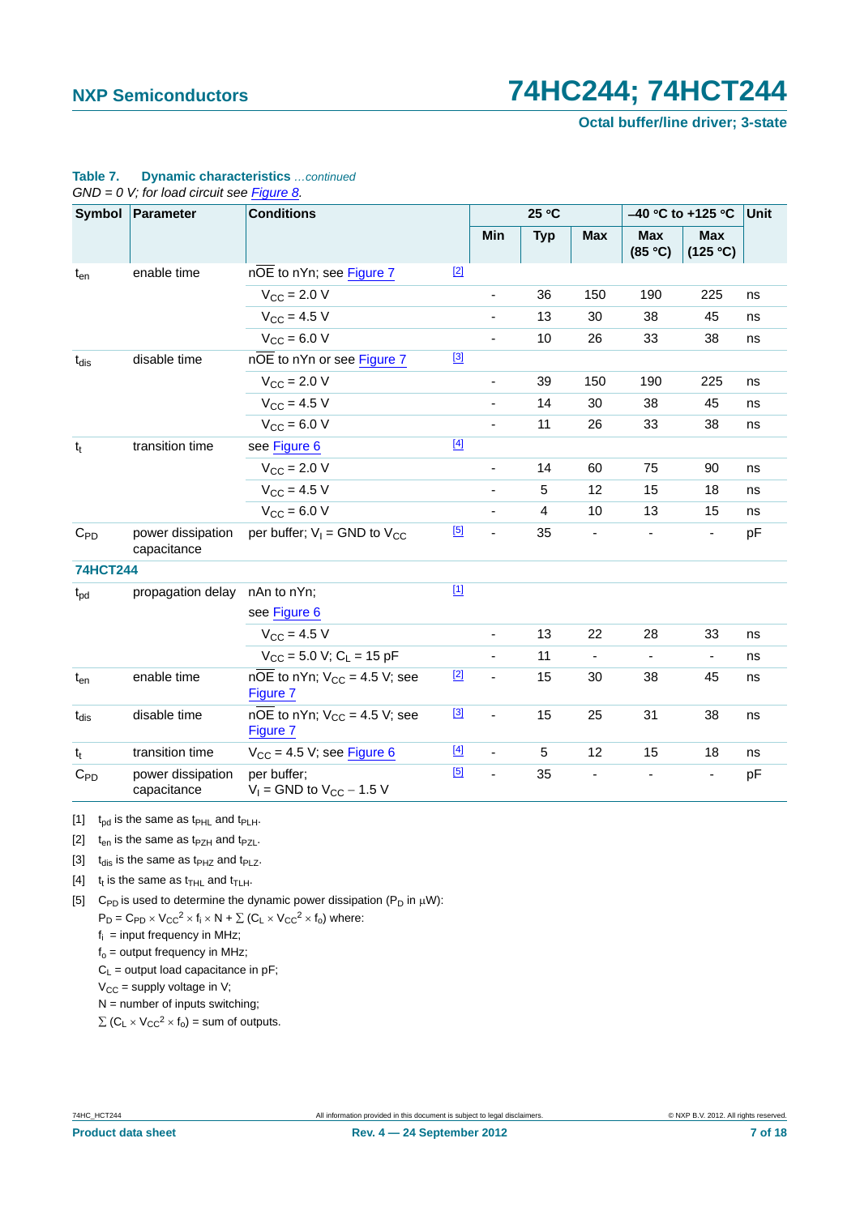**Table 7. Dynamic characteristics** *...continued*

*GND = 0 V; for load circuit see Figure 8.*

| Symbol | Parameter | Conditions | | 25 °C | | | −40 °C to +125 °C | | Unit |
|---|---|---|---|---|---|---|---|---|---|
| | | | | Min | Typ | Max | Max (85 °C) | Max (125 °C) | |
| $t_{en}$ | enable time | $n\overline{OE}$ to nYn; see Figure 7 | [2] | | | | | | |
| | | $V_{CC}$ = 2.0 V | | - | 36 | 150 | 190 | 225 | ns |
| | | $V_{CC}$ = 4.5 V | | - | 13 | 30 | 38 | 45 | ns |
| | | $V_{CC}$ = 6.0 V | | - | 10 | 26 | 33 | 38 | ns |
| $t_{dis}$ | disable time | $n\overline{OE}$ to nYn or see Figure 7 | [3] | | | | | | |
| | | $V_{CC}$ = 2.0 V | | - | 39 | 150 | 190 | 225 | ns |
| | | $V_{CC}$ = 4.5 V | | - | 14 | 30 | 38 | 45 | ns |
| | | $V_{CC}$ = 6.0 V | | - | 11 | 26 | 33 | 38 | ns |
| $t_t$ | transition time | see Figure 6 | [4] | | | | | | |
| | | $V_{CC}$ = 2.0 V | | - | 14 | 60 | 75 | 90 | ns |
| | | $V_{CC}$ = 4.5 V | | - | 5 | 12 | 15 | 18 | ns |
| | | $V_{CC}$ = 6.0 V | | - | 4 | 10 | 13 | 15 | ns |
| $C_{PD}$ | power dissipation capacitance | per buffer; $V_I$ = GND to $V_{CC}$ | [5] | - | 35 | - | - | - | pF |
| **74HCT244** | | | | | | | | | |
| $t_{pd}$ | propagation delay | nAn to nYn; see Figure 6 | [1] | | | | | | |
| | | $V_{CC}$ = 4.5 V | | - | 13 | 22 | 28 | 33 | ns |
| | | $V_{CC}$ = 5.0 V; $C_L$ = 15 pF | | - | 11 | - | - | - | ns |
| $t_{en}$ | enable time | $n\overline{OE}$ to nYn; $V_{CC}$ = 4.5 V; see Figure 7 | [2] | - | 15 | 30 | 38 | 45 | ns |
| $t_{dis}$ | disable time | $n\overline{OE}$ to nYn; $V_{CC}$ = 4.5 V; see Figure 7 | [3] | - | 15 | 25 | 31 | 38 | ns |
| $t_t$ | transition time | $V_{CC}$ = 4.5 V; see Figure 6 | [4] | - | 5 | 12 | 15 | 18 | ns |
| $C_{PD}$ | power dissipation capacitance | per buffer; $V_I$ = GND to $V_{CC}$ − 1.5 V | [5] | - | 35 | - | - | - | pF |

[1] $t_{pd}$ is the same as $t_{PHL}$ and $t_{PLH}$.

[2] $t_{en}$ is the same as $t_{PZH}$ and $t_{PZL}$.

[3] $t_{dis}$ is the same as $t_{PHZ}$ and $t_{PLZ}$.

[4] $t_t$ is the same as $t_{THL}$ and $t_{TLH}$.

[5] $C_{PD}$ is used to determine the dynamic power dissipation ($P_D$ in μW):

$P_D = C_{PD} \times V_{CC}^2 \times f_i \times N + \sum (C_L \times V_{CC}^2 \times f_o)$ where:

$f_i$ = input frequency in MHz;

$f_o$ = output frequency in MHz;

$C_L$ = output load capacitance in pF;

$V_{CC}$ = supply voltage in V;

N = number of inputs switching;

$\sum (C_L \times V_{CC}^2 \times f_o)$ = sum of outputs.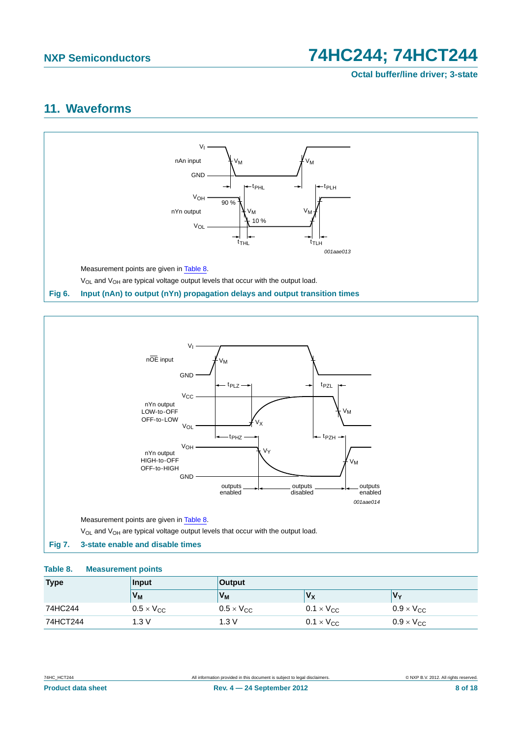## 11. Waveforms

Measurement points are given in Table 8.

$V_{OL}$ and $V_{OH}$ are typical voltage output levels that occur with the output load.

**Fig 6. Input (nAn) to output (nYn) propagation delays and output transition times**

Measurement points are given in Table 8.

$V_{OL}$ and $V_{OH}$ are typical voltage output levels that occur with the output load.

**Fig 7. 3-state enable and disable times**

**Table 8. Measurement points**

| Type | Input | Output | | |
|---|---|---|---|---|
| | $V_M$ | $V_M$ | $V_X$ | $V_Y$ |
| 74HC244 | $0.5 \times V_{CC}$ | $0.5 \times V_{CC}$ | $0.1 \times V_{CC}$ | $0.9 \times V_{CC}$ |
| 74HCT244 | 1.3 V | 1.3 V | $0.1 \times V_{CC}$ | $0.9 \times V_{CC}$ |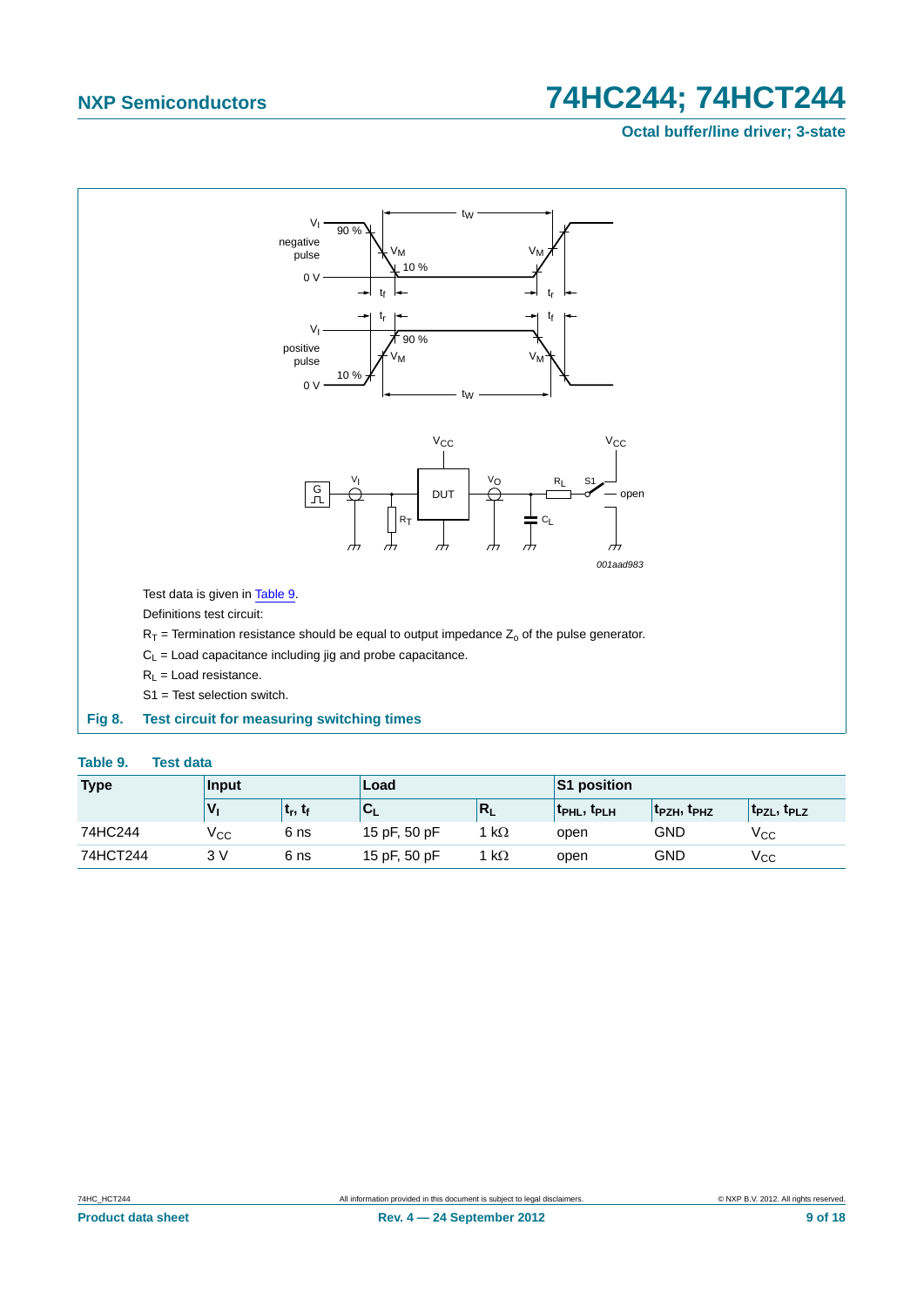Test data is given in Table 9.

Definitions test circuit:

$R_T$ = Termination resistance should be equal to output impedance $Z_o$ of the pulse generator.

$C_L$ = Load capacitance including jig and probe capacitance.

$R_L$ = Load resistance.

S1 = Test selection switch.

**Fig 8. Test circuit for measuring switching times**

**Table 9. Test data**

| Type | Input | | Load | | S1 position | | |
|---|---|---|---|---|---|---|---|
| | $V_I$ | $t_r$, $t_f$ | $C_L$ | $R_L$ | $t_{PHL}$, $t_{PLH}$ | $t_{PZH}$, $t_{PHZ}$ | $t_{PZL}$, $t_{PLZ}$ |
| 74HC244 | $V_{CC}$ | 6 ns | 15 pF, 50 pF | 1 kΩ | open | GND | $V_{CC}$ |
| 74HCT244 | 3 V | 6 ns | 15 pF, 50 pF | 1 kΩ | open | GND | $V_{CC}$ |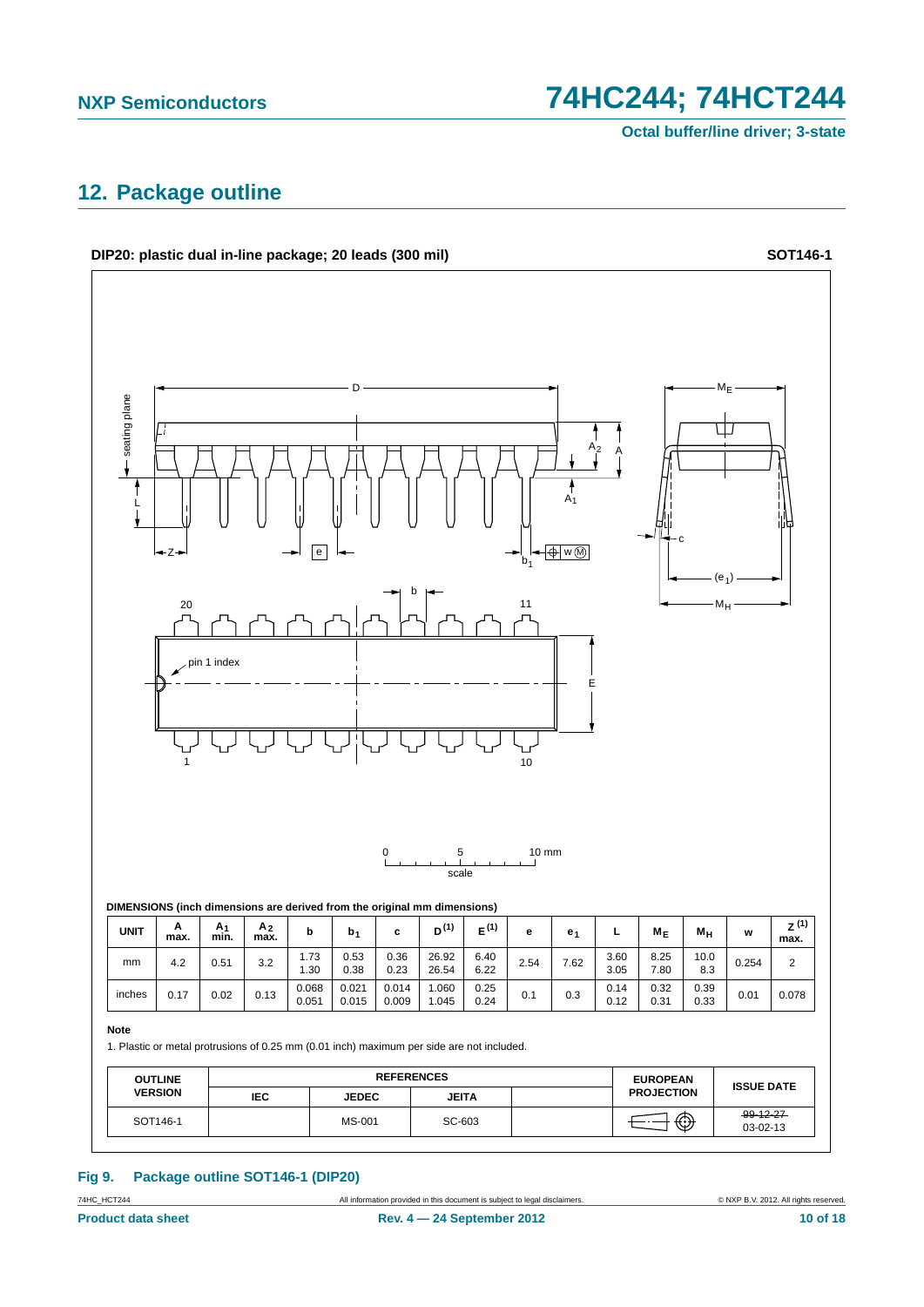## 12. Package outline

**DIP20: plastic dual in-line package; 20 leads (300 mil)** **SOT146-1**

**DIMENSIONS (inch dimensions are derived from the original mm dimensions)**

| UNIT | A max. | $A_1$ min. | $A_2$ max. | b | $b_1$ | c | D [(1)] | E [(1)] | e | $e_1$ | L | $M_E$ | $M_H$ | w | Z [(1)] max. |
|---|---|---|---|---|---|---|---|---|---|---|---|---|---|---|---|
| mm | 4.2 | 0.51 | 3.2 | 1.73 1.30 | 0.53 0.38 | 0.36 0.23 | 26.92 26.54 | 6.40 6.22 | 2.54 | 7.62 | 3.60 3.05 | 8.25 7.80 | 10.0 8.3 | 0.254 | 2 |
| inches | 0.17 | 0.02 | 0.13 | 0.068 0.051 | 0.021 0.015 | 0.014 0.009 | 1.060 1.045 | 0.25 0.24 | 0.1 | 0.3 | 0.14 0.12 | 0.32 0.31 | 0.39 0.33 | 0.01 | 0.078 |

**Note**

1. Plastic or metal protrusions of 0.25 mm (0.01 inch) maximum per side are not included.

| OUTLINE VERSION | REFERENCES | | | | EUROPEAN PROJECTION | ISSUE DATE |
|---|---|---|---|---|---|---|
| | IEC | JEDEC | JEITA | | | |
| SOT146-1 | | MS-001 | SC-603 | | | ~~99-12-27~~ 03-02-13 |

**Fig 9. Package outline SOT146-1 (DIP20)**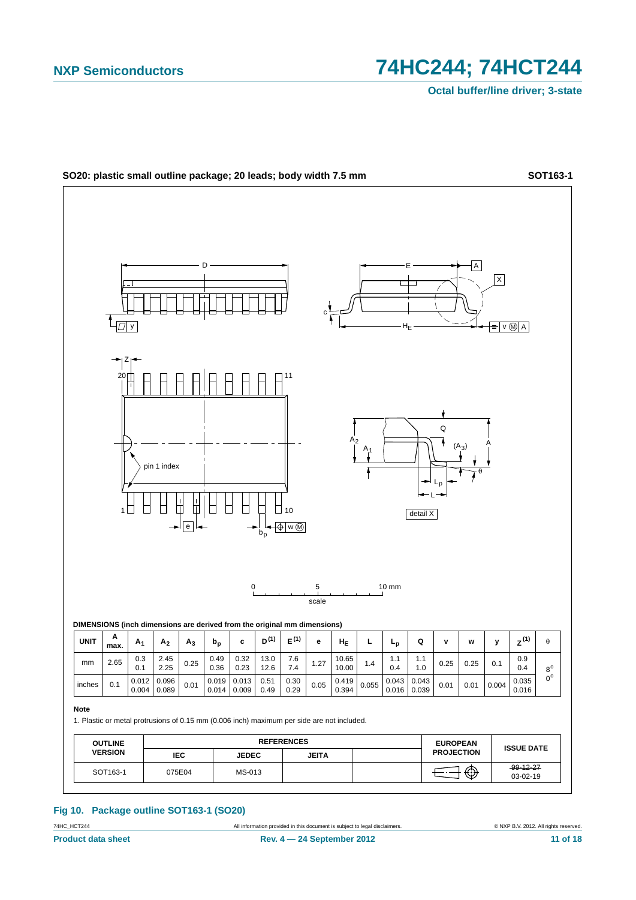## SO20: plastic small outline package; 20 leads; body width 7.5 mm

**SOT163-1**

**DIMENSIONS (inch dimensions are derived from the original mm dimensions)**

| UNIT | A max. | $A_1$ | $A_2$ | $A_3$ | $b_p$ | c | $D^{(1)}$ | $E^{(1)}$ | e | $H_E$ | L | $L_p$ | Q | v | w | y | $Z^{(1)}$ | θ |
|---|---|---|---|---|---|---|---|---|---|---|---|---|---|---|---|---|---|---|
| mm | 2.65 | 0.3<br>0.1 | 2.45<br>2.25 | 0.25 | 0.49<br>0.36 | 0.32<br>0.23 | 13.0<br>12.6 | 7.6<br>7.4 | 1.27 | 10.65<br>10.00 | 1.4 | 1.1<br>0.4 | 1.1<br>1.0 | 0.25 | 0.25 | 0.1 | 0.9<br>0.4 | 8°<br>0° |
| inches | 0.1 | 0.012<br>0.004 | 0.096<br>0.089 | 0.01 | 0.019<br>0.014 | 0.013<br>0.009 | 0.51<br>0.49 | 0.30<br>0.29 | 0.05 | 0.419<br>0.394 | 0.055 | 0.043<br>0.016 | 0.043<br>0.039 | 0.01 | 0.01 | 0.004 | 0.035<br>0.016 | |

**Note**

1. Plastic or metal protrusions of 0.15 mm (0.006 inch) maximum per side are not included.

| OUTLINE VERSION | REFERENCES | | | | EUROPEAN PROJECTION | ISSUE DATE |
|---|---|---|---|---|---|---|
| | IEC | JEDEC | JEITA | | | |
| SOT163-1 | 075E04 | MS-013 | | | | ~~99-12-27~~<br>03-02-19 |

**Fig 10. Package outline SOT163-1 (SO20)**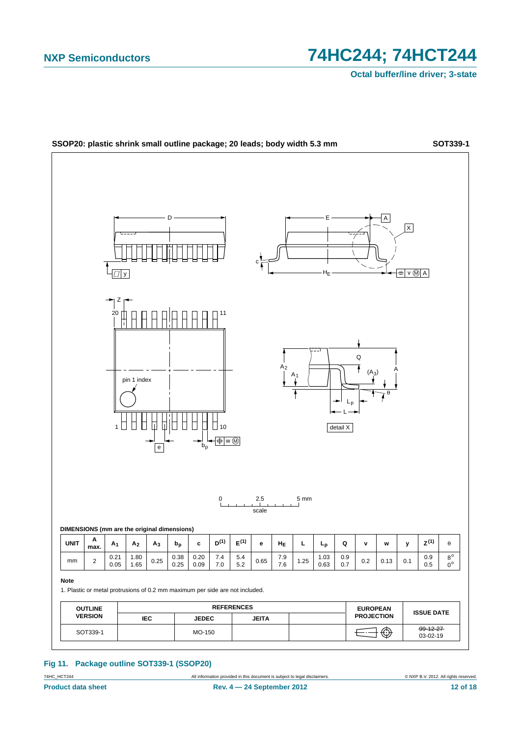**SSOP20: plastic shrink small outline package; 20 leads; body width 5.3 mm** **SOT339-1**

**DIMENSIONS (mm are the original dimensions)**

| UNIT | A max. | $A_1$ | $A_2$ | $A_3$ | $b_p$ | c | $D^{(1)}$ | $E^{(1)}$ | e | $H_E$ | L | $L_p$ | Q | v | w | y | $Z^{(1)}$ | θ |
|---|---|---|---|---|---|---|---|---|---|---|---|---|---|---|---|---|---|---|
| mm | 2 | 0.21<br>0.05 | 1.80<br>1.65 | 0.25 | 0.38<br>0.25 | 0.20<br>0.09 | 7.4<br>7.0 | 5.4<br>5.2 | 0.65 | 7.9<br>7.6 | 1.25 | 1.03<br>0.63 | 0.9<br>0.7 | 0.2 | 0.13 | 0.1 | 0.9<br>0.5 | 8°<br>0° |

**Note**

1. Plastic or metal protrusions of 0.2 mm maximum per side are not included.

| OUTLINE VERSION | REFERENCES | | | | EUROPEAN PROJECTION | ISSUE DATE |
|---|---|---|---|---|---|---|
| | IEC | JEDEC | JEITA | | | |
| SOT339-1 | | MO-150 | | | | ~~99-12-27~~<br>03-02-19 |

**Fig 11. Package outline SOT339-1 (SSOP20)**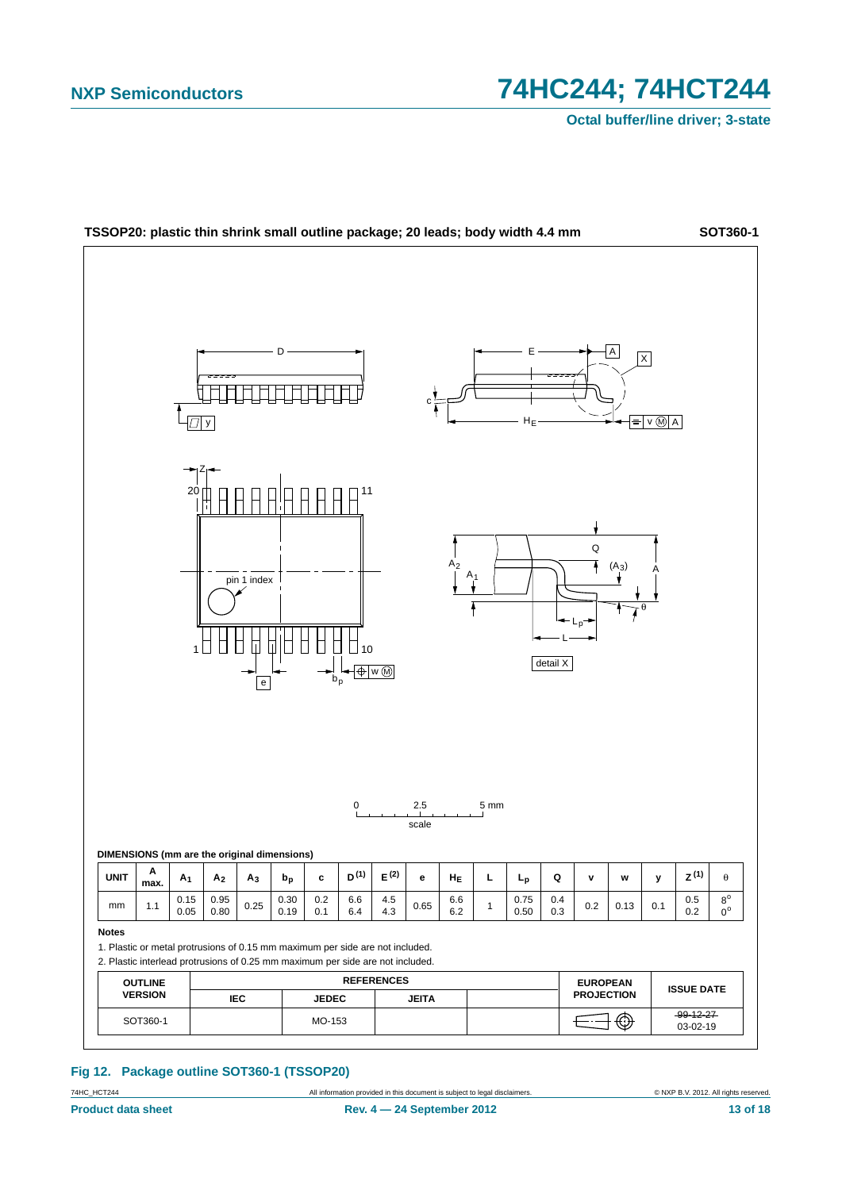**TSSOP20: plastic thin shrink small outline package; 20 leads; body width 4.4 mm** **SOT360-1**

**DIMENSIONS (mm are the original dimensions)**

| UNIT | A max. | $A_1$ | $A_2$ | $A_3$ | $b_p$ | c | $D^{(1)}$ | $E^{(2)}$ | e | $H_E$ | L | $L_p$ | Q | v | w | y | $Z^{(1)}$ | θ |
|---|---|---|---|---|---|---|---|---|---|---|---|---|---|---|---|---|---|---|
| mm | 1.1 | 0.15<br>0.05 | 0.95<br>0.80 | 0.25 | 0.30<br>0.19 | 0.2<br>0.1 | 6.6<br>6.4 | 4.5<br>4.3 | 0.65 | 6.6<br>6.2 | 1 | 0.75<br>0.50 | 0.4<br>0.3 | 0.2 | 0.13 | 0.1 | 0.5<br>0.2 | 8°<br>0° |

**Notes**

1. Plastic or metal protrusions of 0.15 mm maximum per side are not included.
2. Plastic interlead protrusions of 0.25 mm maximum per side are not included.

| OUTLINE VERSION | REFERENCES | | | | EUROPEAN PROJECTION | ISSUE DATE |
|---|---|---|---|---|---|---|
| | IEC | JEDEC | JEITA | | | |
| SOT360-1 | | MO-153 | | | | ~~99-12-27~~<br>03-02-19 |

**Fig 12. Package outline SOT360-1 (TSSOP20)**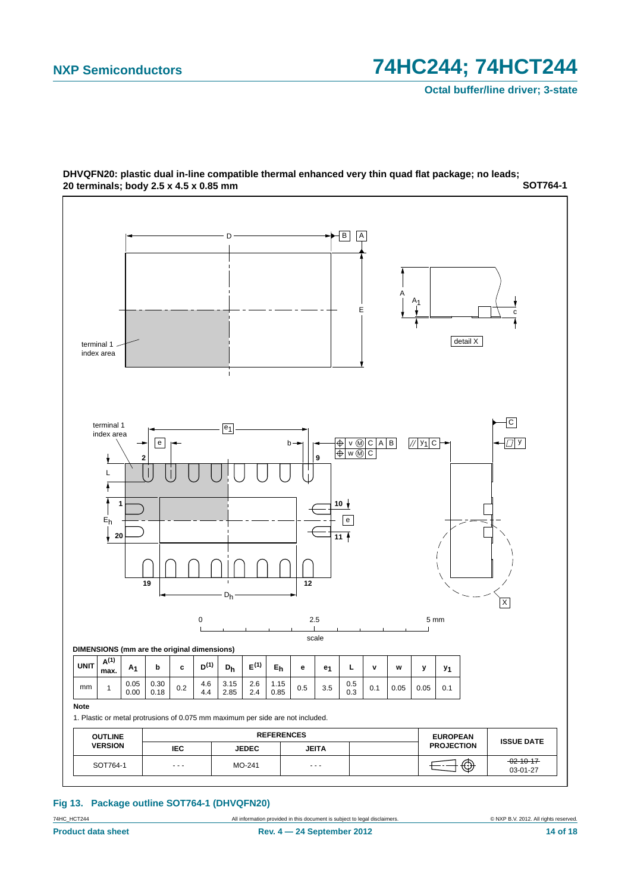**DHVQFN20: plastic dual in-line compatible thermal enhanced very thin quad flat package; no leads; 20 terminals; body 2.5 x 4.5 x 0.85 mm** **SOT764-1**

**DIMENSIONS (mm are the original dimensions)**

| UNIT | $A^{(1)}$ max. | $A_1$ | b | c | $D^{(1)}$ | $D_h$ | $E^{(1)}$ | $E_h$ | e | $e_1$ | L | v | w | y | $y_1$ |
|---|---|---|---|---|---|---|---|---|---|---|---|---|---|---|---|
| mm | 1 | 0.05<br>0.00 | 0.30<br>0.18 | 0.2 | 4.6<br>4.4 | 3.15<br>2.85 | 2.6<br>2.4 | 1.15<br>0.85 | 0.5 | 3.5 | 0.5<br>0.3 | 0.1 | 0.05 | 0.05 | 0.1 |

**Note**

1. Plastic or metal protrusions of 0.075 mm maximum per side are not included.

| OUTLINE VERSION | REFERENCES | | | | EUROPEAN PROJECTION | ISSUE DATE |
|---|---|---|---|---|---|---|
| | IEC | JEDEC | JEITA | | | |
| SOT764-1 | - - - | MO-241 | - - - | | | ~~02-10-17~~<br>03-01-27 |

**Fig 13. Package outline SOT764-1 (DHVQFN20)**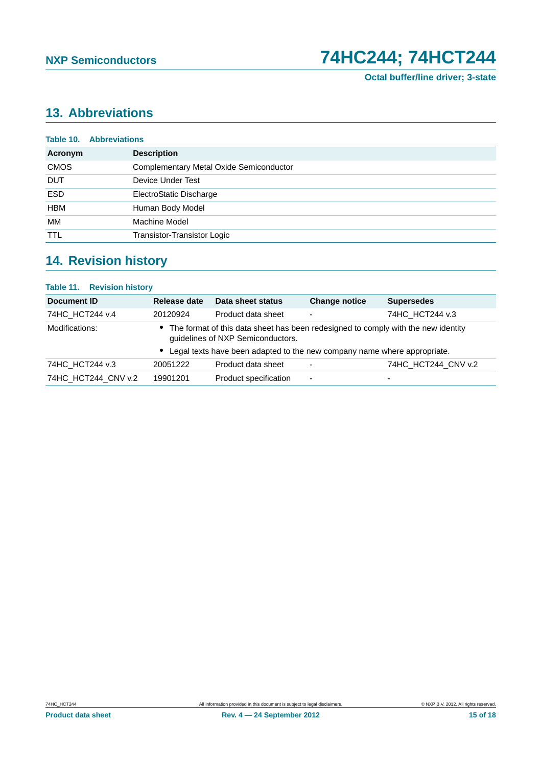## 13. Abbreviations

**Table 10. Abbreviations**

| Acronym | Description |
|---|---|
| CMOS | Complementary Metal Oxide Semiconductor |
| DUT | Device Under Test |
| ESD | ElectroStatic Discharge |
| HBM | Human Body Model |
| MM | Machine Model |
| TTL | Transistor-Transistor Logic |

## 14. Revision history

**Table 11. Revision history**

| Document ID | Release date | Data sheet status | Change notice | Supersedes |
|---|---|---|---|---|
| 74HC_HCT244 v.4 | 20120924 | Product data sheet | - | 74HC_HCT244 v.3 |
| Modifications: | • The format of this data sheet has been redesigned to comply with the new identity guidelines of NXP Semiconductors. • Legal texts have been adapted to the new company name where appropriate. | | | |
| 74HC_HCT244 v.3 | 20051222 | Product data sheet | - | 74HC_HCT244_CNV v.2 |
| 74HC_HCT244_CNV v.2 | 19901201 | Product specification | - | - |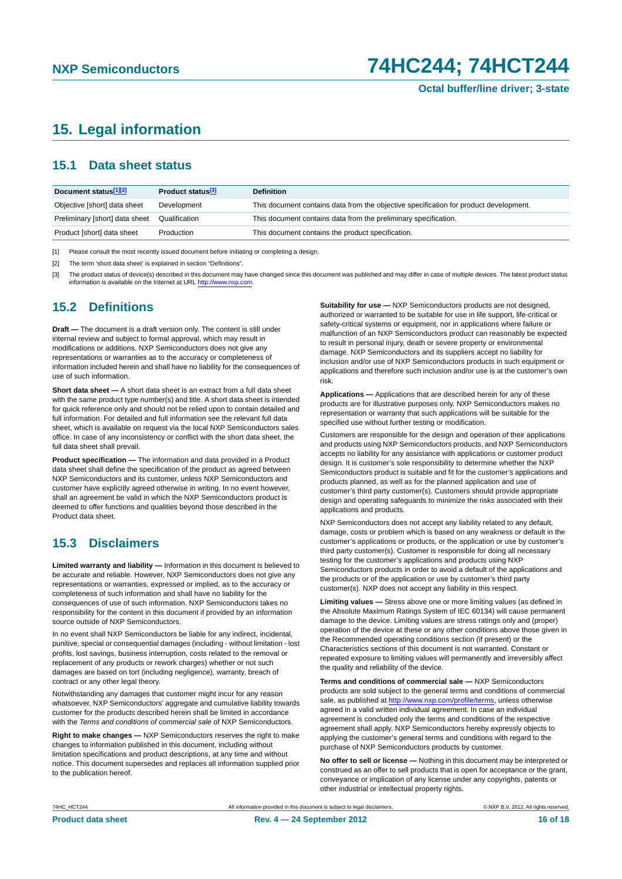## 15. Legal information

### 15.1 Data sheet status

| Document status[1][2] | Product status[3] | Definition |
|---|---|---|
| Objective [short] data sheet | Development | This document contains data from the objective specification for product development. |
| Preliminary [short] data sheet | Qualification | This document contains data from the preliminary specification. |
| Product [short] data sheet | Production | This document contains the product specification. |

[1] Please consult the most recently issued document before initiating or completing a design.

[2] The term 'short data sheet' is explained in section "Definitions".

[3] The product status of device(s) described in this document may have changed since this document was published and may differ in case of multiple devices. The latest product status information is available on the Internet at URL http://www.nxp.com.

### 15.2 Definitions

**Draft —** The document is a draft version only. The content is still under internal review and subject to formal approval, which may result in modifications or additions. NXP Semiconductors does not give any representations or warranties as to the accuracy or completeness of information included herein and shall have no liability for the consequences of use of such information.

**Short data sheet —** A short data sheet is an extract from a full data sheet with the same product type number(s) and title. A short data sheet is intended for quick reference only and should not be relied upon to contain detailed and full information. For detailed and full information see the relevant full data sheet, which is available on request via the local NXP Semiconductors sales office. In case of any inconsistency or conflict with the short data sheet, the full data sheet shall prevail.

**Product specification —** The information and data provided in a Product data sheet shall define the specification of the product as agreed between NXP Semiconductors and its customer, unless NXP Semiconductors and customer have explicitly agreed otherwise in writing. In no event however, shall an agreement be valid in which the NXP Semiconductors product is deemed to offer functions and qualities beyond those described in the Product data sheet.

### 15.3 Disclaimers

**Limited warranty and liability —** Information in this document is believed to be accurate and reliable. However, NXP Semiconductors does not give any representations or warranties, expressed or implied, as to the accuracy or completeness of such information and shall have no liability for the consequences of use of such information. NXP Semiconductors takes no responsibility for the content in this document if provided by an information source outside of NXP Semiconductors.

In no event shall NXP Semiconductors be liable for any indirect, incidental, punitive, special or consequential damages (including - without limitation - lost profits, lost savings, business interruption, costs related to the removal or replacement of any products or rework charges) whether or not such damages are based on tort (including negligence), warranty, breach of contract or any other legal theory.

Notwithstanding any damages that customer might incur for any reason whatsoever, NXP Semiconductors' aggregate and cumulative liability towards customer for the products described herein shall be limited in accordance with the *Terms and conditions of commercial sale* of NXP Semiconductors.

**Right to make changes —** NXP Semiconductors reserves the right to make changes to information published in this document, including without limitation specifications and product descriptions, at any time and without notice. This document supersedes and replaces all information supplied prior to the publication hereof.

**Suitability for use —** NXP Semiconductors products are not designed, authorized or warranted to be suitable for use in life support, life-critical or safety-critical systems or equipment, nor in applications where failure or malfunction of an NXP Semiconductors product can reasonably be expected to result in personal injury, death or severe property or environmental damage. NXP Semiconductors and its suppliers accept no liability for inclusion and/or use of NXP Semiconductors products in such equipment or applications and therefore such inclusion and/or use is at the customer's own risk.

**Applications —** Applications that are described herein for any of these products are for illustrative purposes only. NXP Semiconductors makes no representation or warranty that such applications will be suitable for the specified use without further testing or modification.

Customers are responsible for the design and operation of their applications and products using NXP Semiconductors products, and NXP Semiconductors accepts no liability for any assistance with applications or customer product design. It is customer's sole responsibility to determine whether the NXP Semiconductors product is suitable and fit for the customer's applications and products planned, as well as for the planned application and use of customer's third party customer(s). Customers should provide appropriate design and operating safeguards to minimize the risks associated with their applications and products.

NXP Semiconductors does not accept any liability related to any default, damage, costs or problem which is based on any weakness or default in the customer's applications or products, or the application or use by customer's third party customer(s). Customer is responsible for doing all necessary testing for the customer's applications and products using NXP Semiconductors products in order to avoid a default of the applications and the products or of the application or use by customer's third party customer(s). NXP does not accept any liability in this respect.

**Limiting values —** Stress above one or more limiting values (as defined in the Absolute Maximum Ratings System of IEC 60134) will cause permanent damage to the device. Limiting values are stress ratings only and (proper) operation of the device at these or any other conditions above those given in the Recommended operating conditions section (if present) or the Characteristics sections of this document is not warranted. Constant or repeated exposure to limiting values will permanently and irreversibly affect the quality and reliability of the device.

**Terms and conditions of commercial sale —** NXP Semiconductors products are sold subject to the general terms and conditions of commercial sale, as published at http://www.nxp.com/profile/terms, unless otherwise agreed in a valid written individual agreement. In case an individual agreement is concluded only the terms and conditions of the respective agreement shall apply. NXP Semiconductors hereby expressly objects to applying the customer's general terms and conditions with regard to the purchase of NXP Semiconductors products by customer.

**No offer to sell or license —** Nothing in this document may be interpreted or construed as an offer to sell products that is open for acceptance or the grant, conveyance or implication of any license under any copyrights, patents or other industrial or intellectual property rights.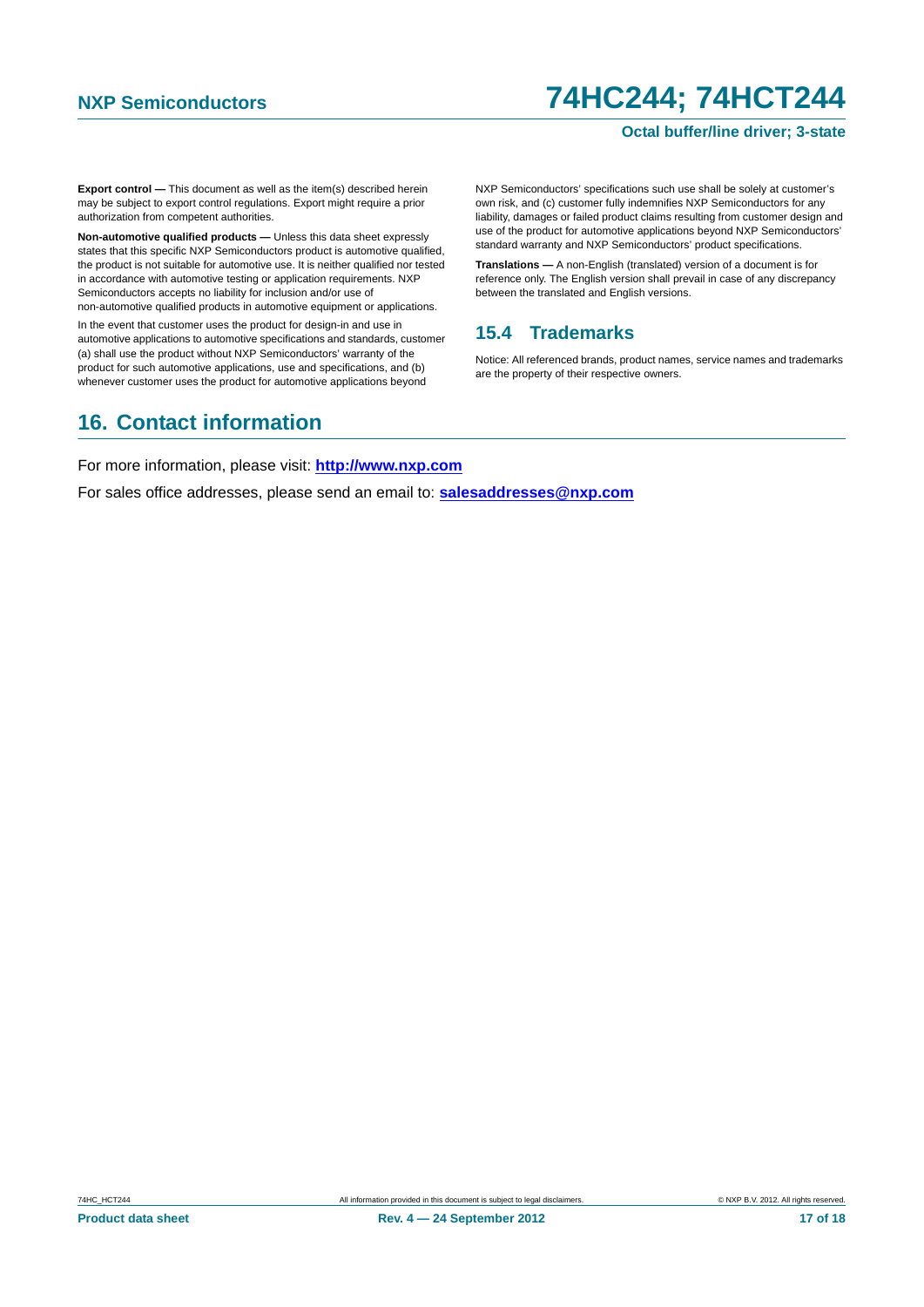**Export control —** This document as well as the item(s) described herein may be subject to export control regulations. Export might require a prior authorization from competent authorities.

**Non-automotive qualified products —** Unless this data sheet expressly states that this specific NXP Semiconductors product is automotive qualified, the product is not suitable for automotive use. It is neither qualified nor tested in accordance with automotive testing or application requirements. NXP Semiconductors accepts no liability for inclusion and/or use of non-automotive qualified products in automotive equipment or applications.

In the event that customer uses the product for design-in and use in automotive applications to automotive specifications and standards, customer (a) shall use the product without NXP Semiconductors' warranty of the product for such automotive applications, use and specifications, and (b) whenever customer uses the product for automotive applications beyond NXP Semiconductors' specifications such use shall be solely at customer's own risk, and (c) customer fully indemnifies NXP Semiconductors for any liability, damages or failed product claims resulting from customer design and use of the product for automotive applications beyond NXP Semiconductors' standard warranty and NXP Semiconductors' product specifications.

**Translations —** A non-English (translated) version of a document is for reference only. The English version shall prevail in case of any discrepancy between the translated and English versions.

### 15.4 Trademarks

Notice: All referenced brands, product names, service names and trademarks are the property of their respective owners.

## 16. Contact information

For more information, please visit: **http://www.nxp.com**

For sales office addresses, please send an email to: **salesaddresses@nxp.com**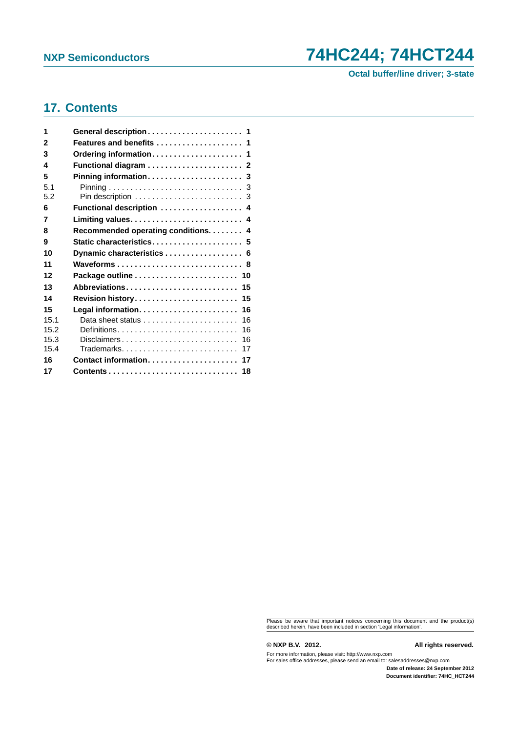## 17. Contents

| | | |
|---|---|---|
| **1** | **General description** | **1** |
| **2** | **Features and benefits** | **1** |
| **3** | **Ordering information** | **1** |
| **4** | **Functional diagram** | **2** |
| **5** | **Pinning information** | **3** |
| 5.1 | Pinning | 3 |
| 5.2 | Pin description | 3 |
| **6** | **Functional description** | **4** |
| **7** | **Limiting values** | **4** |
| **8** | **Recommended operating conditions** | **4** |
| **9** | **Static characteristics** | **5** |
| **10** | **Dynamic characteristics** | **6** |
| **11** | **Waveforms** | **8** |
| **12** | **Package outline** | **10** |
| **13** | **Abbreviations** | **15** |
| **14** | **Revision history** | **15** |
| **15** | **Legal information** | **16** |
| 15.1 | Data sheet status | 16 |
| 15.2 | Definitions | 16 |
| 15.3 | Disclaimers | 16 |
| 15.4 | Trademarks | 17 |
| **16** | **Contact information** | **17** |
| **17** | **Contents** | **18** |

Please be aware that important notices concerning this document and the product(s) described herein, have been included in section 'Legal information'.

**© NXP B.V. 2012. All rights reserved.**

For more information, please visit: http://www.nxp.com
For sales office addresses, please send an email to: salesaddresses@nxp.com

**Date of release: 24 September 2012**
**Document identifier: 74HC_HCT244**